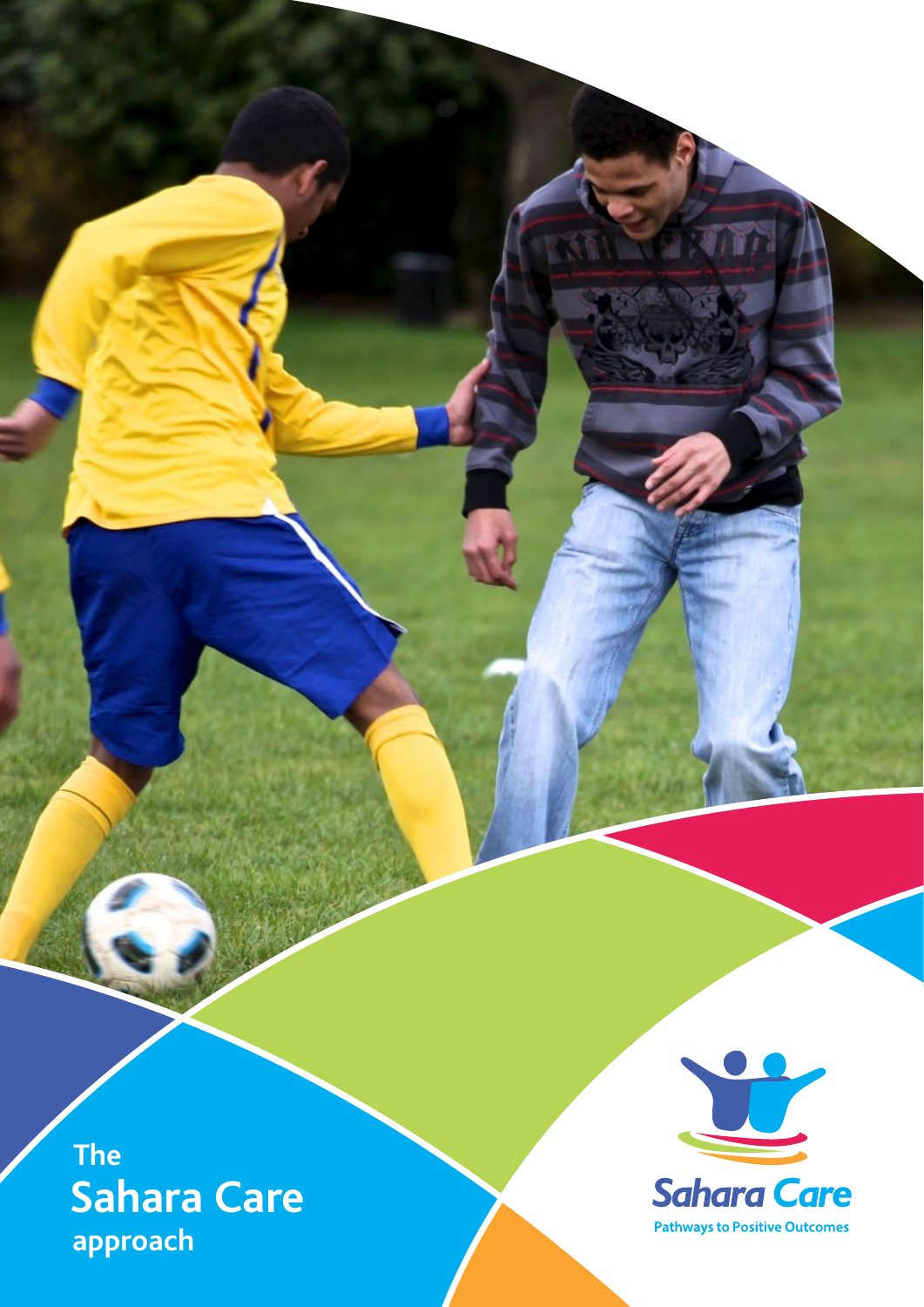The
# Sahara Care
approach

Sahara Care
Pathways to Positive Outcomes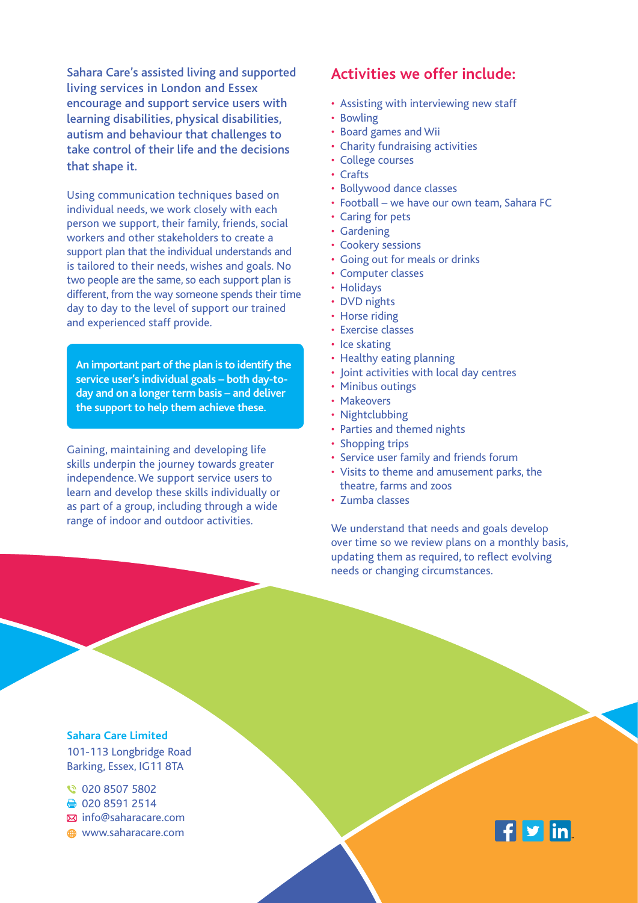**Sahara Care's assisted living and supported living services in London and Essex encourage and support service users with learning disabilities, physical disabilities, autism and behaviour that challenges to take control of their life and the decisions that shape it.**

Using communication techniques based on individual needs, we work closely with each person we support, their family, friends, social workers and other stakeholders to create a support plan that the individual understands and is tailored to their needs, wishes and goals. No two people are the same, so each support plan is different, from the way someone spends their time day to day to the level of support our trained and experienced staff provide.

**An important part of the plan is to identify the service user's individual goals – both day-to-day and on a longer term basis – and deliver the support to help them achieve these.**

Gaining, maintaining and developing life skills underpin the journey towards greater independence. We support service users to learn and develop these skills individually or as part of a group, including through a wide range of indoor and outdoor activities.

## Activities we offer include:

- Assisting with interviewing new staff
- Bowling
- Board games and Wii
- Charity fundraising activities
- College courses
- Crafts
- Bollywood dance classes
- Football – we have our own team, Sahara FC
- Caring for pets
- Gardening
- Cookery sessions
- Going out for meals or drinks
- Computer classes
- Holidays
- DVD nights
- Horse riding
- Exercise classes
- Ice skating
- Healthy eating planning
- Joint activities with local day centres
- Minibus outings
- Makeovers
- Nightclubbing
- Parties and themed nights
- Shopping trips
- Service user family and friends forum
- Visits to theme and amusement parks, the theatre, farms and zoos
- Zumba classes

We understand that needs and goals develop over time so we review plans on a monthly basis, updating them as required, to reflect evolving needs or changing circumstances.

**Sahara Care Limited**
101-113 Longbridge Road
Barking, Essex, IG11 8TA

020 8507 5802
020 8591 2514
info@saharacare.com
www.saharacare.com